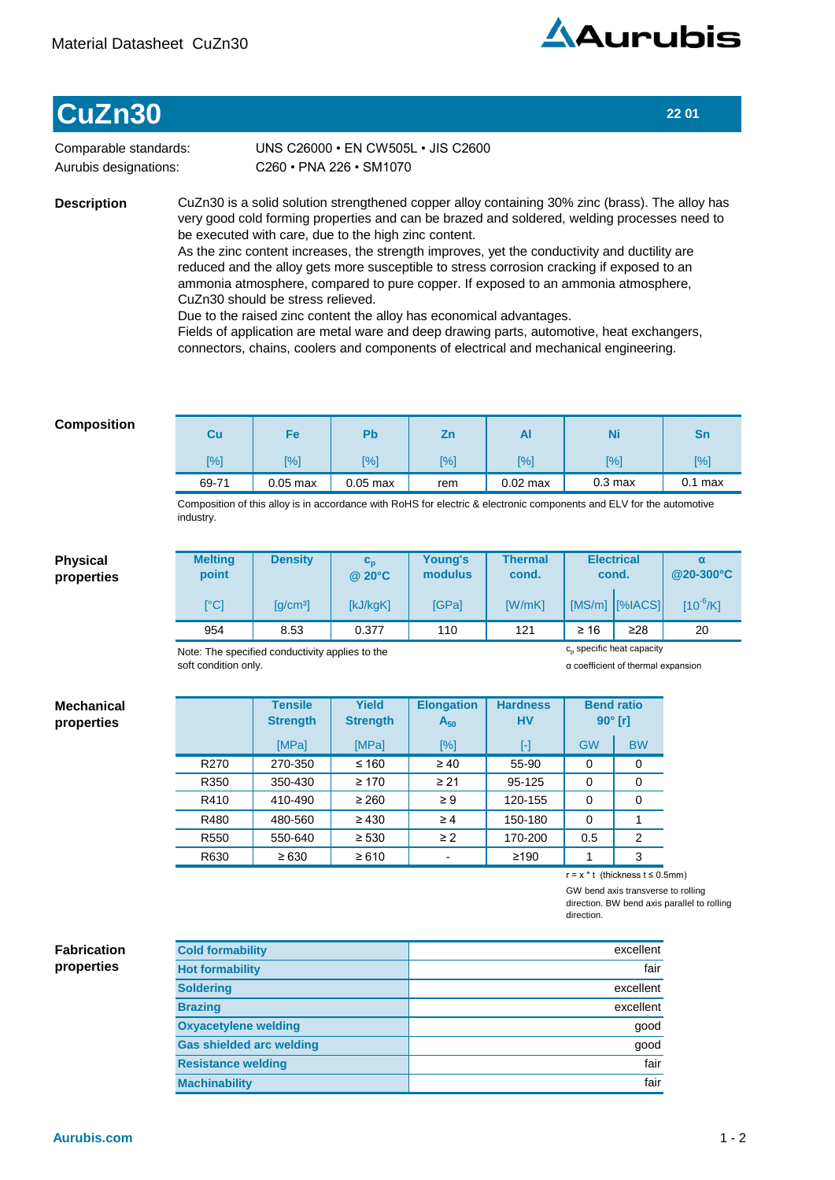Material Datasheet CuZn30

# CuZn30

22 01

Comparable standards: UNS C26000 • EN CW505L • JIS C2600
Aurubis designations: C260 • PNA 226 • SM1070

## Description

CuZn30 is a solid solution strengthened copper alloy containing 30% zinc (brass). The alloy has very good cold forming properties and can be brazed and soldered, welding processes need to be executed with care, due to the high zinc content.
As the zinc content increases, the strength improves, yet the conductivity and ductility are reduced and the alloy gets more susceptible to stress corrosion cracking if exposed to an ammonia atmosphere, compared to pure copper. If exposed to an ammonia atmosphere, CuZn30 should be stress relieved.
Due to the raised zinc content the alloy has economical advantages.
Fields of application are metal ware and deep drawing parts, automotive, heat exchangers, connectors, chains, coolers and components of electrical and mechanical engineering.

## Composition

| Cu [%] | Fe [%] | Pb [%] | Zn [%] | Al [%] | Ni [%] | Sn [%] |
|---|---|---|---|---|---|---|
| 69-71 | 0.05 max | 0.05 max | rem | 0.02 max | 0.3 max | 0.1 max |

Composition of this alloy is in accordance with RoHS for electric & electronic components and ELV for the automotive industry.

## Physical properties

| Melting point [°C] | Density [g/cm³] | $c_p$ @ 20°C [kJ/kgK] | Young's modulus [GPa] | Thermal cond. [W/mK] | Electrical cond. [MS/m] | | α @20-300°C [$10^{-6}$/K] |
|---|---|---|---|---|---|---|---|
| | | | | | [MS/m] | [%IACS] | |
| 954 | 8.53 | 0.377 | 110 | 121 | ≥ 16 | ≥28 | 20 |

Note: The specified conductivity applies to the soft condition only.

$c_p$ specific heat capacity
α coefficient of thermal expansion

## Mechanical properties

| | Tensile Strength [MPa] | Yield Strength [MPa] | Elongation $A_{50}$ [%] | Hardness HV [-] | Bend ratio 90° [r] | |
|---|---|---|---|---|---|---|
| | | | | | GW | BW |
| R270 | 270-350 | ≤ 160 | ≥ 40 | 55-90 | 0 | 0 |
| R350 | 350-430 | ≥ 170 | ≥ 21 | 95-125 | 0 | 0 |
| R410 | 410-490 | ≥ 260 | ≥ 9 | 120-155 | 0 | 0 |
| R480 | 480-560 | ≥ 430 | ≥ 4 | 150-180 | 0 | 1 |
| R550 | 550-640 | ≥ 530 | ≥ 2 | 170-200 | 0.5 | 2 |
| R630 | ≥ 630 | ≥ 610 | - | ≥190 | 1 | 3 |

r = x * t (thickness t ≤ 0.5mm)
GW bend axis transverse to rolling direction. BW bend axis parallel to rolling direction.

## Fabrication properties

| Property | Rating |
|---|---|
| Cold formability | excellent |
| Hot formability | fair |
| Soldering | excellent |
| Brazing | excellent |
| Oxyacetylene welding | good |
| Gas shielded arc welding | good |
| Resistance welding | fair |
| Machinability | fair |

Aurubis.com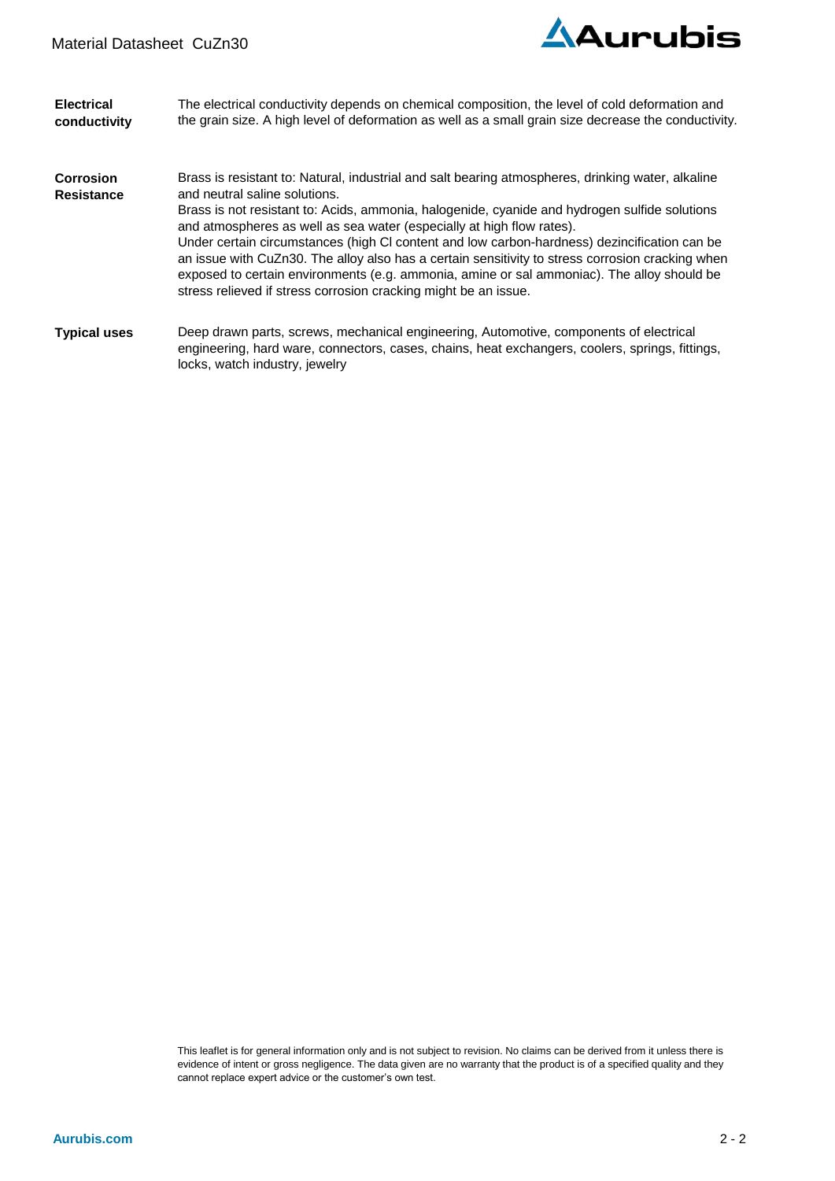**Electrical conductivity**

The electrical conductivity depends on chemical composition, the level of cold deformation and the grain size. A high level of deformation as well as a small grain size decrease the conductivity.

**Corrosion Resistance**

Brass is resistant to: Natural, industrial and salt bearing atmospheres, drinking water, alkaline and neutral saline solutions.
Brass is not resistant to: Acids, ammonia, halogenide, cyanide and hydrogen sulfide solutions and atmospheres as well as sea water (especially at high flow rates).
Under certain circumstances (high Cl content and low carbon-hardness) dezincification can be an issue with CuZn30. The alloy also has a certain sensitivity to stress corrosion cracking when exposed to certain environments (e.g. ammonia, amine or sal ammoniac). The alloy should be stress relieved if stress corrosion cracking might be an issue.

**Typical uses**

Deep drawn parts, screws, mechanical engineering, Automotive, components of electrical engineering, hard ware, connectors, cases, chains, heat exchangers, coolers, springs, fittings, locks, watch industry, jewelry

This leaflet is for general information only and is not subject to revision. No claims can be derived from it unless there is evidence of intent or gross negligence. The data given are no warranty that the product is of a specified quality and they cannot replace expert advice or the customer's own test.